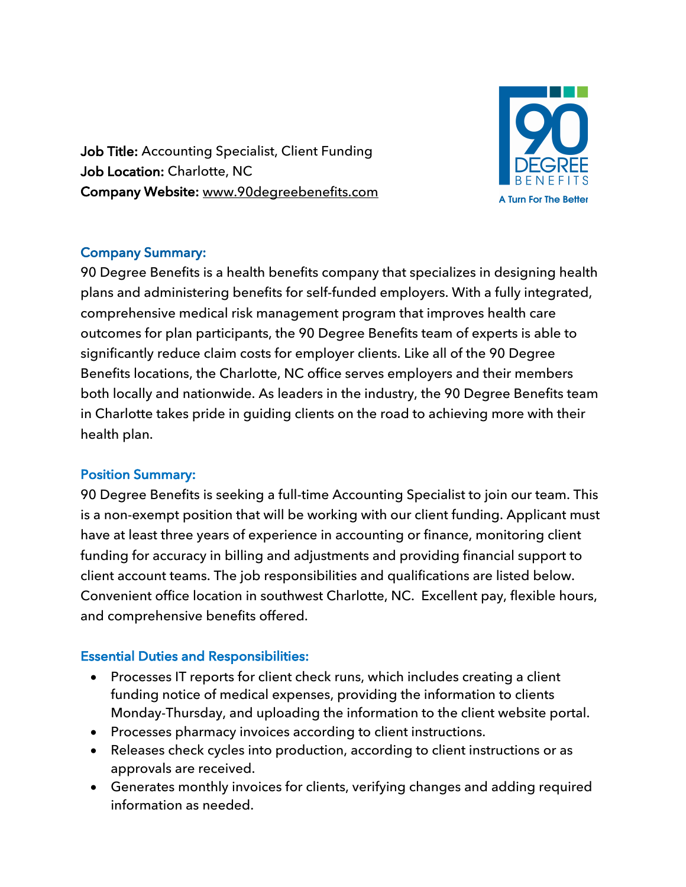**Job Title:** Accounting Specialist, Client Funding
**Job Location:** Charlotte, NC
**Company Website:** www.90degreebenefits.com

## Company Summary:

90 Degree Benefits is a health benefits company that specializes in designing health plans and administering benefits for self-funded employers. With a fully integrated, comprehensive medical risk management program that improves health care outcomes for plan participants, the 90 Degree Benefits team of experts is able to significantly reduce claim costs for employer clients. Like all of the 90 Degree Benefits locations, the Charlotte, NC office serves employers and their members both locally and nationwide. As leaders in the industry, the 90 Degree Benefits team in Charlotte takes pride in guiding clients on the road to achieving more with their health plan.

## Position Summary:

90 Degree Benefits is seeking a full-time Accounting Specialist to join our team. This is a non-exempt position that will be working with our client funding. Applicant must have at least three years of experience in accounting or finance, monitoring client funding for accuracy in billing and adjustments and providing financial support to client account teams. The job responsibilities and qualifications are listed below. Convenient office location in southwest Charlotte, NC. Excellent pay, flexible hours, and comprehensive benefits offered.

## Essential Duties and Responsibilities:

- Processes IT reports for client check runs, which includes creating a client funding notice of medical expenses, providing the information to clients Monday-Thursday, and uploading the information to the client website portal.
- Processes pharmacy invoices according to client instructions.
- Releases check cycles into production, according to client instructions or as approvals are received.
- Generates monthly invoices for clients, verifying changes and adding required information as needed.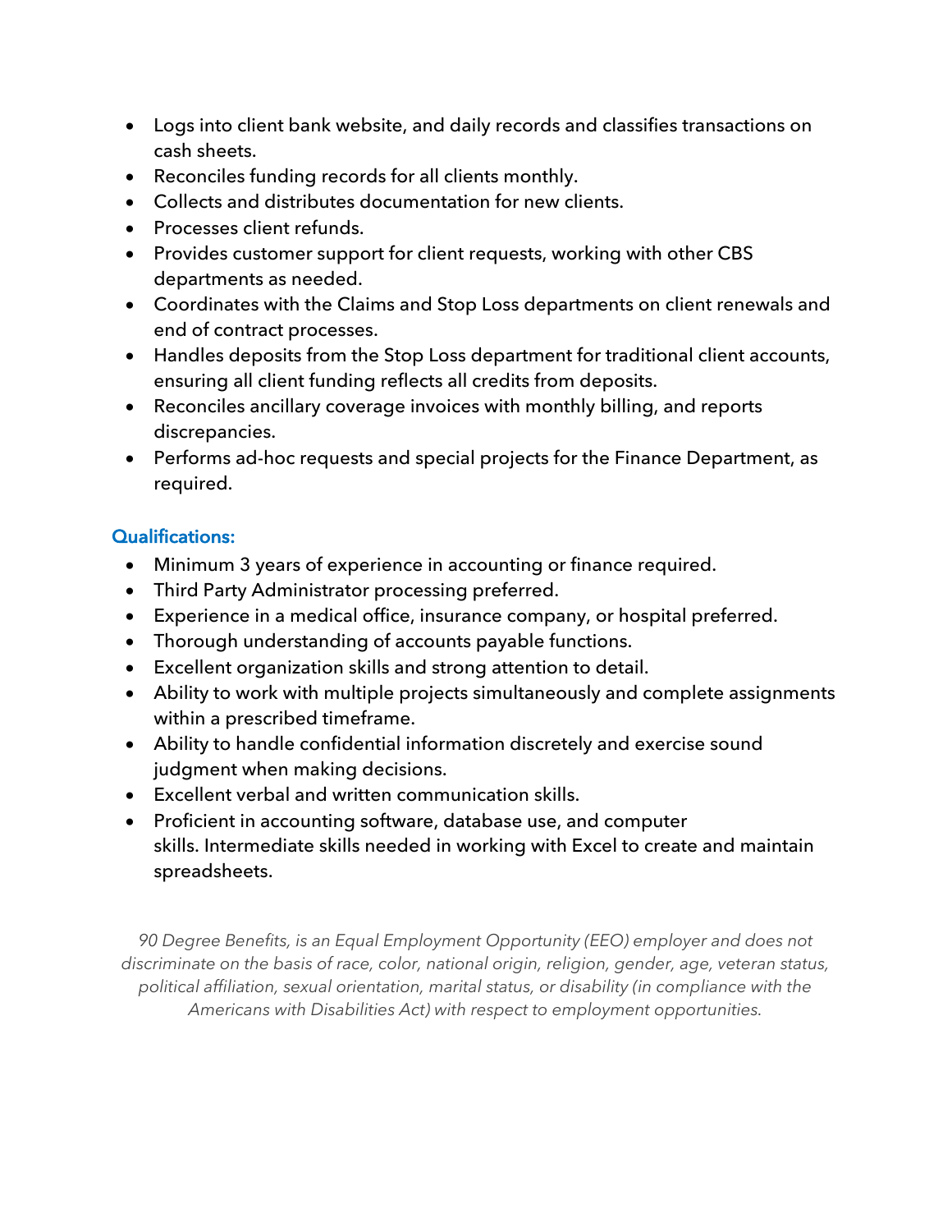- Logs into client bank website, and daily records and classifies transactions on cash sheets.
- Reconciles funding records for all clients monthly.
- Collects and distributes documentation for new clients.
- Processes client refunds.
- Provides customer support for client requests, working with other CBS departments as needed.
- Coordinates with the Claims and Stop Loss departments on client renewals and end of contract processes.
- Handles deposits from the Stop Loss department for traditional client accounts, ensuring all client funding reflects all credits from deposits.
- Reconciles ancillary coverage invoices with monthly billing, and reports discrepancies.
- Performs ad-hoc requests and special projects for the Finance Department, as required.

### Qualifications:

- Minimum 3 years of experience in accounting or finance required.
- Third Party Administrator processing preferred.
- Experience in a medical office, insurance company, or hospital preferred.
- Thorough understanding of accounts payable functions.
- Excellent organization skills and strong attention to detail.
- Ability to work with multiple projects simultaneously and complete assignments within a prescribed timeframe.
- Ability to handle confidential information discretely and exercise sound judgment when making decisions.
- Excellent verbal and written communication skills.
- Proficient in accounting software, database use, and computer skills. Intermediate skills needed in working with Excel to create and maintain spreadsheets.

*90 Degree Benefits, is an Equal Employment Opportunity (EEO) employer and does not discriminate on the basis of race, color, national origin, religion, gender, age, veteran status, political affiliation, sexual orientation, marital status, or disability (in compliance with the Americans with Disabilities Act) with respect to employment opportunities.*